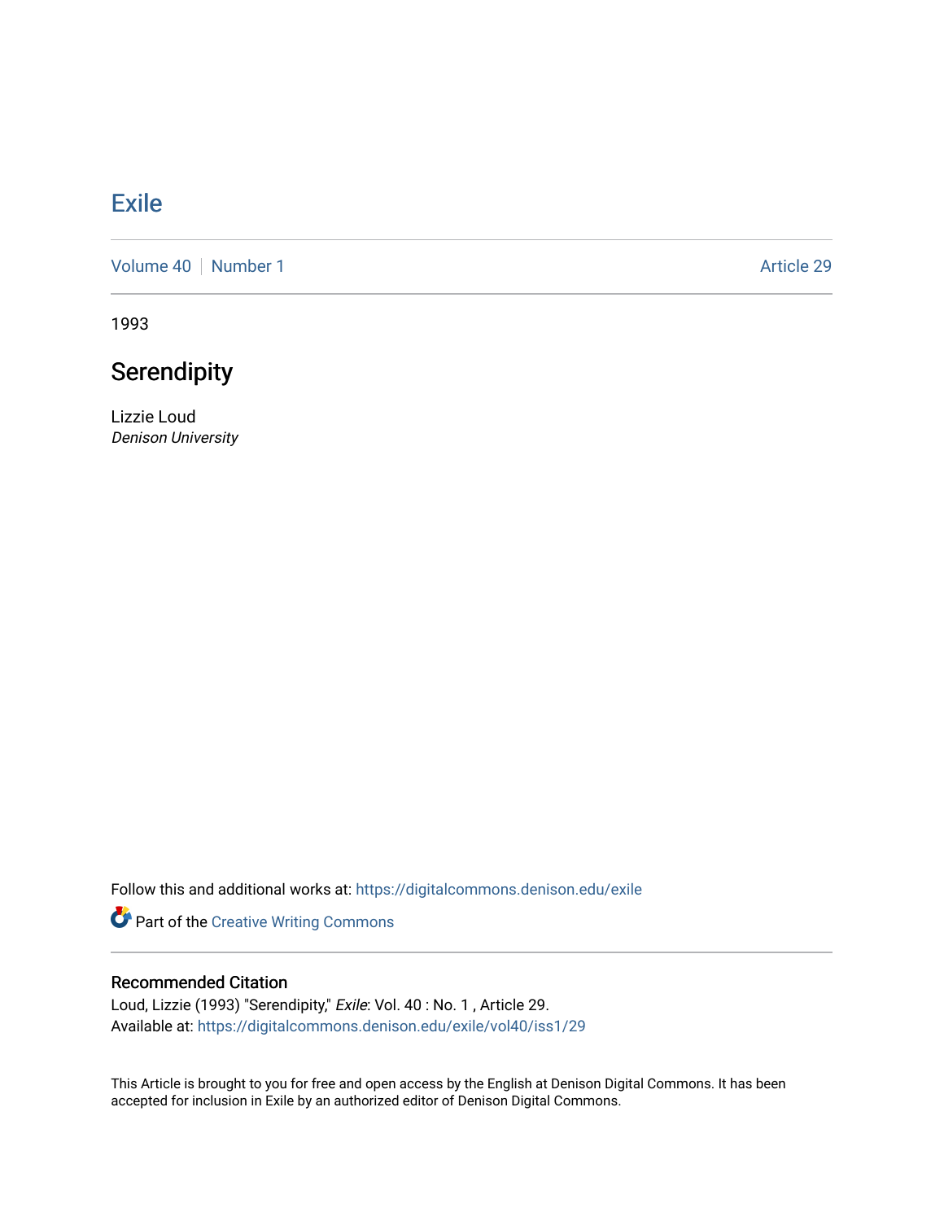# Exile

Volume 40 | Number 1 | Article 29

1993

## Serendipity

Lizzie Loud
*Denison University*

Follow this and additional works at: https://digitalcommons.denison.edu/exile

Part of the Creative Writing Commons

### Recommended Citation

Loud, Lizzie (1993) "Serendipity," *Exile*: Vol. 40 : No. 1 , Article 29.
Available at: https://digitalcommons.denison.edu/exile/vol40/iss1/29

This Article is brought to you for free and open access by the English at Denison Digital Commons. It has been accepted for inclusion in Exile by an authorized editor of Denison Digital Commons.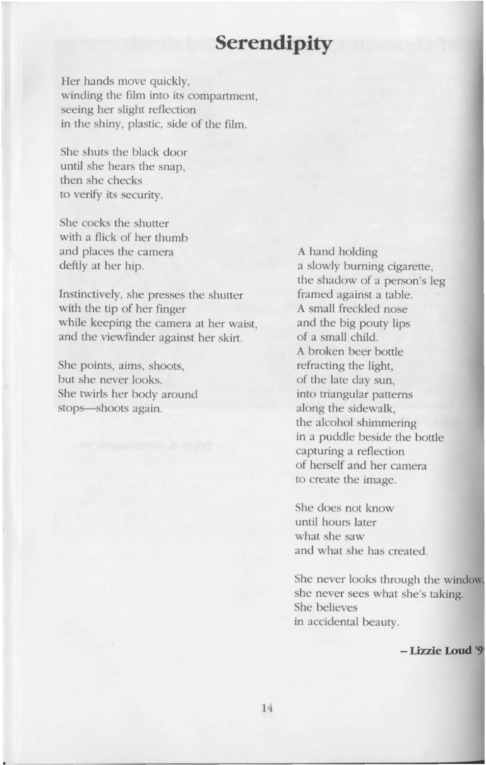# Serendipity

Her hands move quickly,
winding the film into its compartment,
seeing her slight reflection
in the shiny, plastic, side of the film.

She shuts the black door
until she hears the snap,
then she checks
to verify its security.

She cocks the shutter
with a flick of her thumb
and places the camera
deftly at her hip.

Instinctively, she presses the shutter
with the tip of her finger
while keeping the camera at her waist,
and the viewfinder against her skirt.

She points, aims, shoots,
but she never looks.
She twirls her body around
stops—shoots again.

A hand holding
a slowly burning cigarette,
the shadow of a person's leg
framed against a table.
A small freckled nose
and the big pouty lips
of a small child.
A broken beer bottle
refracting the light,
of the late day sun,
into triangular patterns
along the sidewalk,
the alcohol shimmering
in a puddle beside the bottle
capturing a reflection
of herself and her camera
to create the image.

She does not know
until hours later
what she saw
and what she has created.

She never looks through the window,
she never sees what she's taking.
She believes
in accidental beauty.

**– Lizzie Loud '9**